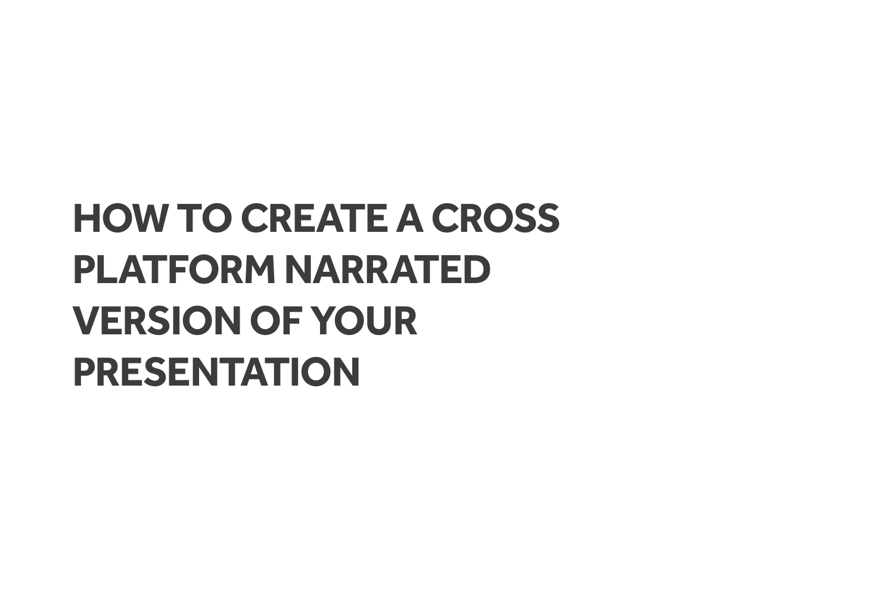# HOW TO CREATE A CROSS PLATFORM NARRATED VERSION OF YOUR PRESENTATION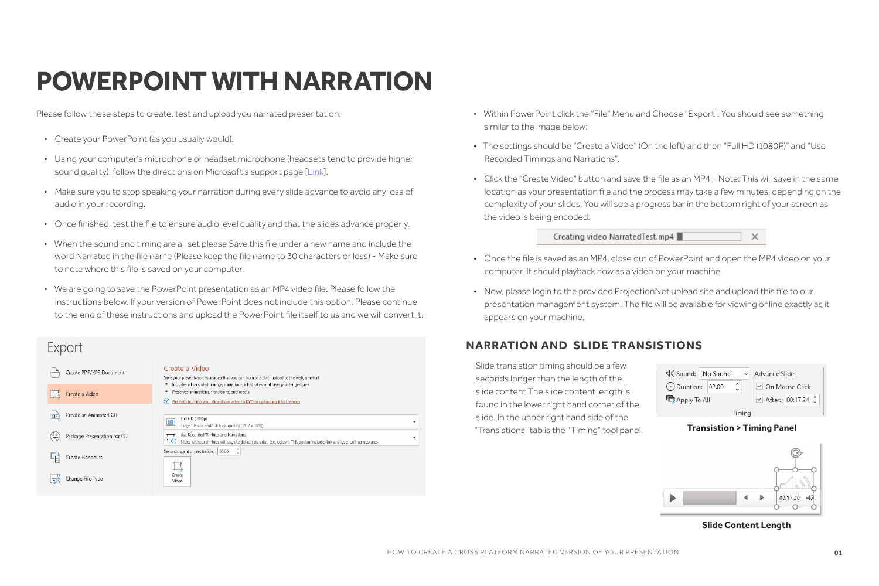# POWERPOINT WITH NARRATION

Please follow these steps to create, test and upload you narrated presentation:

- Create your PowerPoint (as you usually would).
- Using your computer's microphone or headset microphone (headsets tend to provide higher sound quality), follow the directions on Microsoft's support page [Link].
- Make sure you to stop speaking your narration during every slide advance to avoid any loss of audio in your recording.
- Once finished, test the file to ensure audio level quality and that the slides advance properly.
- When the sound and timing are all set please Save this file under a new name and include the word Narrated in the file name (Please keep the file name to 30 characters or less) - Make sure to note where this file is saved on your computer.
- We are going to save the PowerPoint presentation as an MP4 video file. Please follow the instructions below. If your version of PowerPoint does not include this option. Please continue to the end of these instructions and upload the PowerPoint file itself to us and we will convert it.

- Within PowerPoint click the "File" Menu and Choose "Export". You should see something similar to the image below:
- The settings should be "Create a Video" (On the left) and then "Full HD (1080P)" and "Use Recorded Timings and Narrations".
- Click the "Create Video" button and save the file as an MP4 – Note: This will save in the same location as your presentation file and the process may take a few minutes, depending on the complexity of your slides. You will see a progress bar in the bottom right of your screen as the video is being encoded:
- Once the file is saved as an MP4, close out of PowerPoint and open the MP4 video on your computer. It should playback now as a video on your machine.
- Now, please login to the provided ProjectionNet upload site and upload this file to our presentation management system. The file will be available for viewing online exactly as it appears on your machine.

## NARRATION AND SLIDE TRANSITIONS

Slide transition timing should be a few seconds longer than the length of the slide content.The slide content length is found in the lower right hand corner of the slide. In the upper right hand side of the "Transitions" tab is the "Timing" tool panel.

**Transistion > Timing Panel**

**Slide Content Length**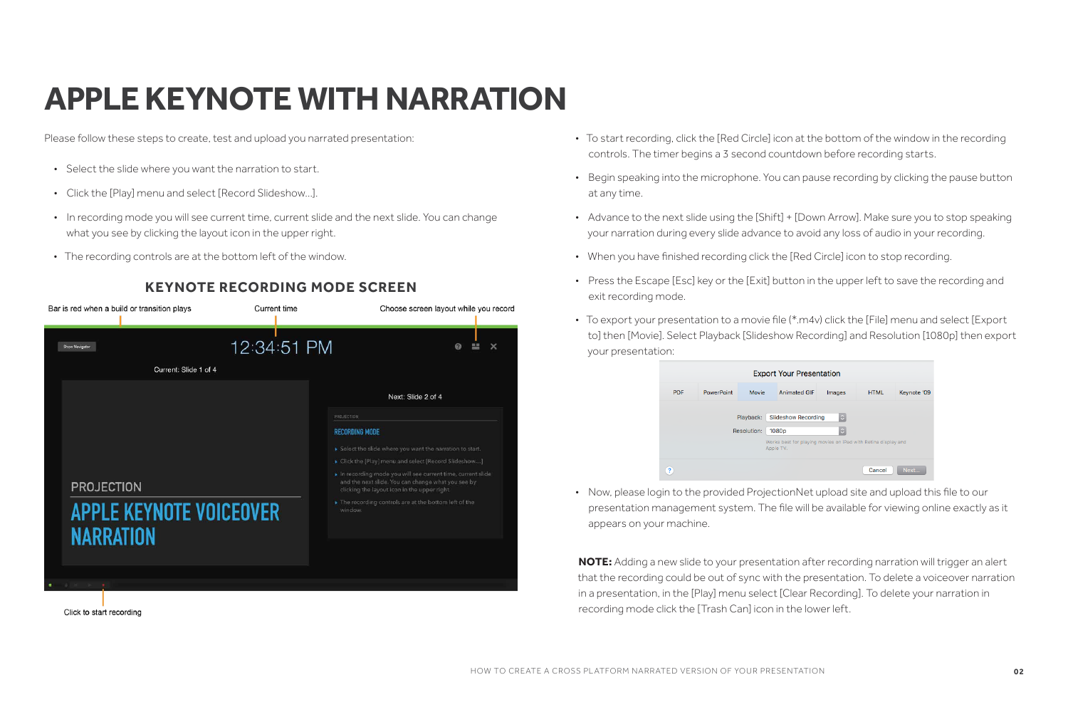# APPLE KEYNOTE WITH NARRATION

Please follow these steps to create, test and upload you narrated presentation:

- Select the slide where you want the narration to start.
- Click the [Play] menu and select [Record Slideshow...].
- In recording mode you will see current time, current slide and the next slide. You can change what you see by clicking the layout icon in the upper right.
- The recording controls are at the bottom left of the window.

## KEYNOTE RECORDING MODE SCREEN

Bar is red when a build or transition plays

Current time

Choose screen layout while you record

Click to start recording

- To start recording, click the [Red Circle] icon at the bottom of the window in the recording controls. The timer begins a 3 second countdown before recording starts.
- Begin speaking into the microphone. You can pause recording by clicking the pause button at any time.
- Advance to the next slide using the [Shift] + [Down Arrow]. Make sure you to stop speaking your narration during every slide advance to avoid any loss of audio in your recording.
- When you have finished recording click the [Red Circle] icon to stop recording.
- Press the Escape [Esc] key or the [Exit] button in the upper left to save the recording and exit recording mode.
- To export your presentation to a movie file (*.m4v) click the [File] menu and select [Export to] then [Movie]. Select Playback [Slideshow Recording] and Resolution [1080p] then export your presentation:
- Now, please login to the provided ProjectionNet upload site and upload this file to our presentation management system. The file will be available for viewing online exactly as it appears on your machine.

**NOTE:** Adding a new slide to your presentation after recording narration will trigger an alert that the recording could be out of sync with the presentation. To delete a voiceover narration in a presentation, in the [Play] menu select [Clear Recording]. To delete your narration in recording mode click the [Trash Can] icon in the lower left.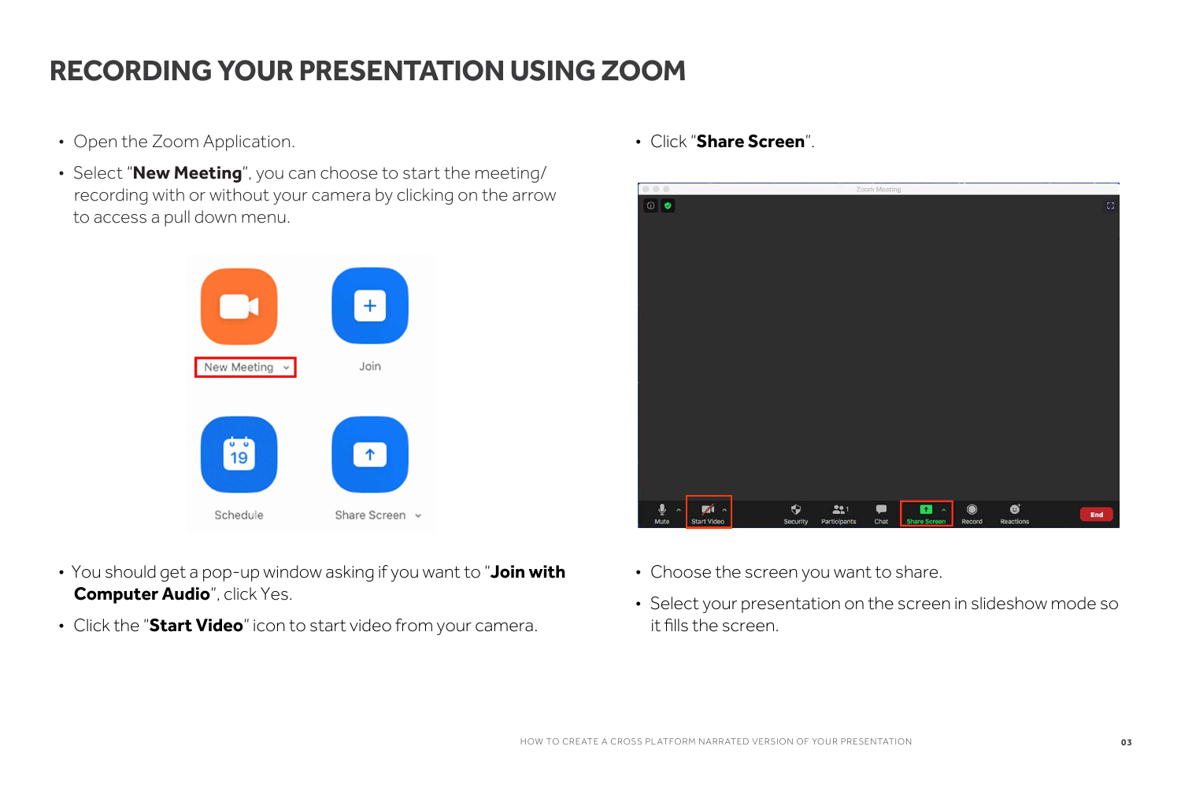# RECORDING YOUR PRESENTATION USING ZOOM

- Open the Zoom Application.
- Select "**New Meeting**", you can choose to start the meeting/ recording with or without your camera by clicking on the arrow to access a pull down menu.
- You should get a pop-up window asking if you want to "**Join with Computer Audio**", click Yes.
- Click the "**Start Video**" icon to start video from your camera.
- Click "**Share Screen**".
- Choose the screen you want to share.
- Select your presentation on the screen in slideshow mode so it fills the screen.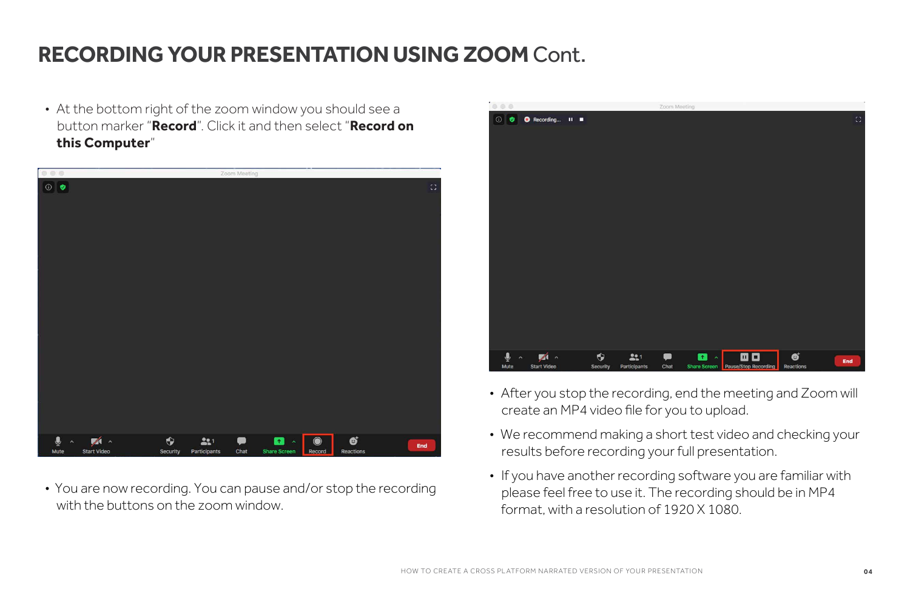# RECORDING YOUR PRESENTATION USING ZOOM Cont.

- At the bottom right of the zoom window you should see a button marker "**Record**". Click it and then select "**Record on this Computer**"

- You are now recording. You can pause and/or stop the recording with the buttons on the zoom window.

- After you stop the recording, end the meeting and Zoom will create an MP4 video file for you to upload.
- We recommend making a short test video and checking your results before recording your full presentation.
- If you have another recording software you are familiar with please feel free to use it. The recording should be in MP4 format, with a resolution of 1920 X 1080.